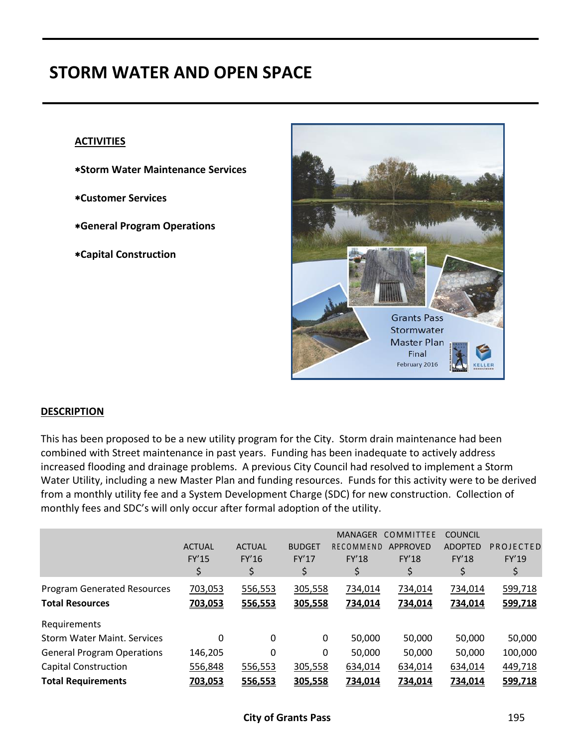# STORM WATER AND OPEN SPACE

**ACTIVITIES**

- ∗**Storm Water Maintenance Services**
- ∗**Customer Services**
- ∗**General Program Operations**
- ∗**Capital Construction**

**DESCRIPTION**

This has been proposed to be a new utility program for the City. Storm drain maintenance had been combined with Street maintenance in past years. Funding has been inadequate to actively address increased flooding and drainage problems. A previous City Council had resolved to implement a Storm Water Utility, including a new Master Plan and funding resources. Funds for this activity were to be derived from a monthly utility fee and a System Development Charge (SDC) for new construction. Collection of monthly fees and SDC's will only occur after formal adoption of the utility.

| | ACTUAL FY'15 $ | ACTUAL FY'16 $ | BUDGET FY'17 $ | MANAGER RECOMMEND FY'18 $ | COMMITTEE APPROVED FY'18 $ | COUNCIL ADOPTED FY'18 $ | PROJECTED FY'19 $ |
|---|---|---|---|---|---|---|---|
| Program Generated Resources | 703,053 | 556,553 | 305,558 | 734,014 | 734,014 | 734,014 | 599,718 |
| **Total Resources** | **703,053** | **556,553** | **305,558** | **734,014** | **734,014** | **734,014** | **599,718** |
| Requirements | | | | | | | |
| Storm Water Maint. Services | 0 | 0 | 0 | 50,000 | 50,000 | 50,000 | 50,000 |
| General Program Operations | 146,205 | 0 | 0 | 50,000 | 50,000 | 50,000 | 100,000 |
| Capital Construction | 556,848 | 556,553 | 305,558 | 634,014 | 634,014 | 634,014 | 449,718 |
| **Total Requirements** | **703,053** | **556,553** | **305,558** | **734,014** | **734,014** | **734,014** | **599,718** |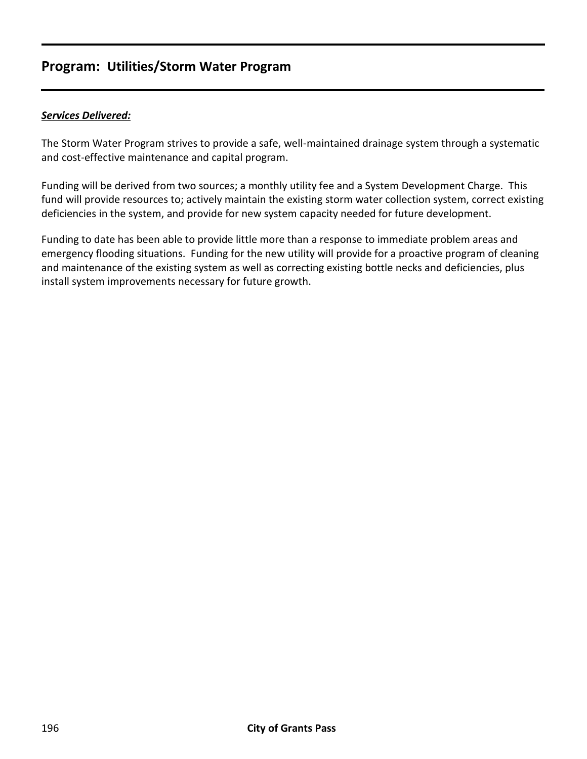## Program: Utilities/Storm Water Program

***Services Delivered:***

The Storm Water Program strives to provide a safe, well-maintained drainage system through a systematic and cost-effective maintenance and capital program.

Funding will be derived from two sources; a monthly utility fee and a System Development Charge. This fund will provide resources to; actively maintain the existing storm water collection system, correct existing deficiencies in the system, and provide for new system capacity needed for future development.

Funding to date has been able to provide little more than a response to immediate problem areas and emergency flooding situations. Funding for the new utility will provide for a proactive program of cleaning and maintenance of the existing system as well as correcting existing bottle necks and deficiencies, plus install system improvements necessary for future growth.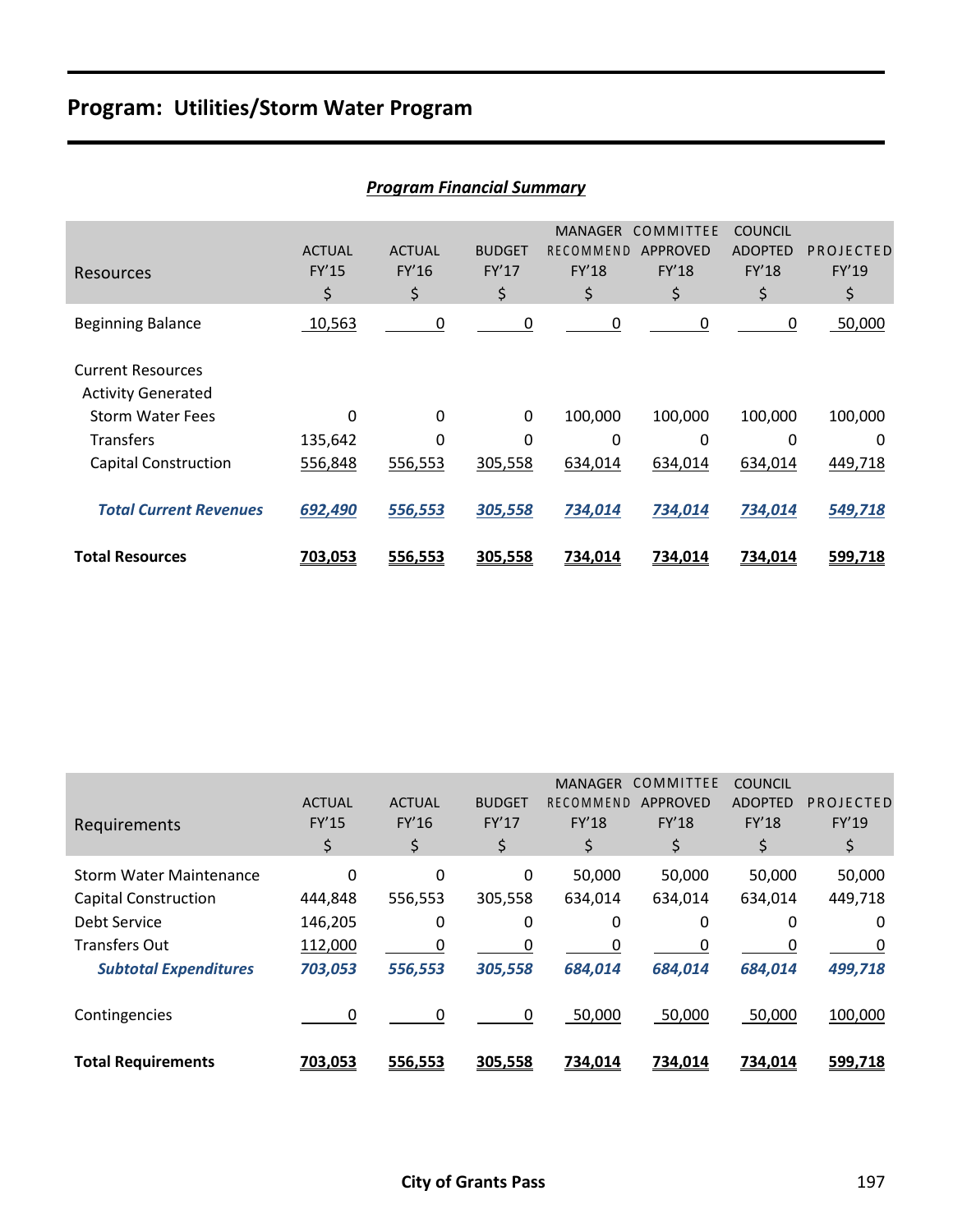# Program: Utilities/Storm Water Program

***Program Financial Summary***

| Resources | ACTUAL FY'15 $ | ACTUAL FY'16 $ | BUDGET FY'17 $ | MANAGER RECOMMEND FY'18 $ | COMMITTEE APPROVED FY'18 $ | COUNCIL ADOPTED FY'18 $ | PROJECTED FY'19 $ |
|---|---|---|---|---|---|---|---|
| Beginning Balance | 10,563 | 0 | 0 | 0 | 0 | 0 | 50,000 |
| Current Resources | | | | | | | |
| Activity Generated | | | | | | | |
| Storm Water Fees | 0 | 0 | 0 | 100,000 | 100,000 | 100,000 | 100,000 |
| Transfers | 135,642 | 0 | 0 | 0 | 0 | 0 | 0 |
| Capital Construction | 556,848 | 556,553 | 305,558 | 634,014 | 634,014 | 634,014 | 449,718 |
| ***Total Current Revenues*** | ***692,490*** | ***556,553*** | ***305,558*** | ***734,014*** | ***734,014*** | ***734,014*** | ***549,718*** |
| **Total Resources** | **703,053** | **556,553** | **305,558** | **734,014** | **734,014** | **734,014** | **599,718** |

| Requirements | ACTUAL FY'15 $ | ACTUAL FY'16 $ | BUDGET FY'17 $ | MANAGER RECOMMEND FY'18 $ | COMMITTEE APPROVED FY'18 $ | COUNCIL ADOPTED FY'18 $ | PROJECTED FY'19 $ |
|---|---|---|---|---|---|---|---|
| Storm Water Maintenance | 0 | 0 | 0 | 50,000 | 50,000 | 50,000 | 50,000 |
| Capital Construction | 444,848 | 556,553 | 305,558 | 634,014 | 634,014 | 634,014 | 449,718 |
| Debt Service | 146,205 | 0 | 0 | 0 | 0 | 0 | 0 |
| Transfers Out | 112,000 | 0 | 0 | 0 | 0 | 0 | 0 |
| ***Subtotal Expenditures*** | ***703,053*** | ***556,553*** | ***305,558*** | ***684,014*** | ***684,014*** | ***684,014*** | ***499,718*** |
| Contingencies | 0 | 0 | 0 | 50,000 | 50,000 | 50,000 | 100,000 |
| **Total Requirements** | **703,053** | **556,553** | **305,558** | **734,014** | **734,014** | **734,014** | **599,718** |

City of Grants Pass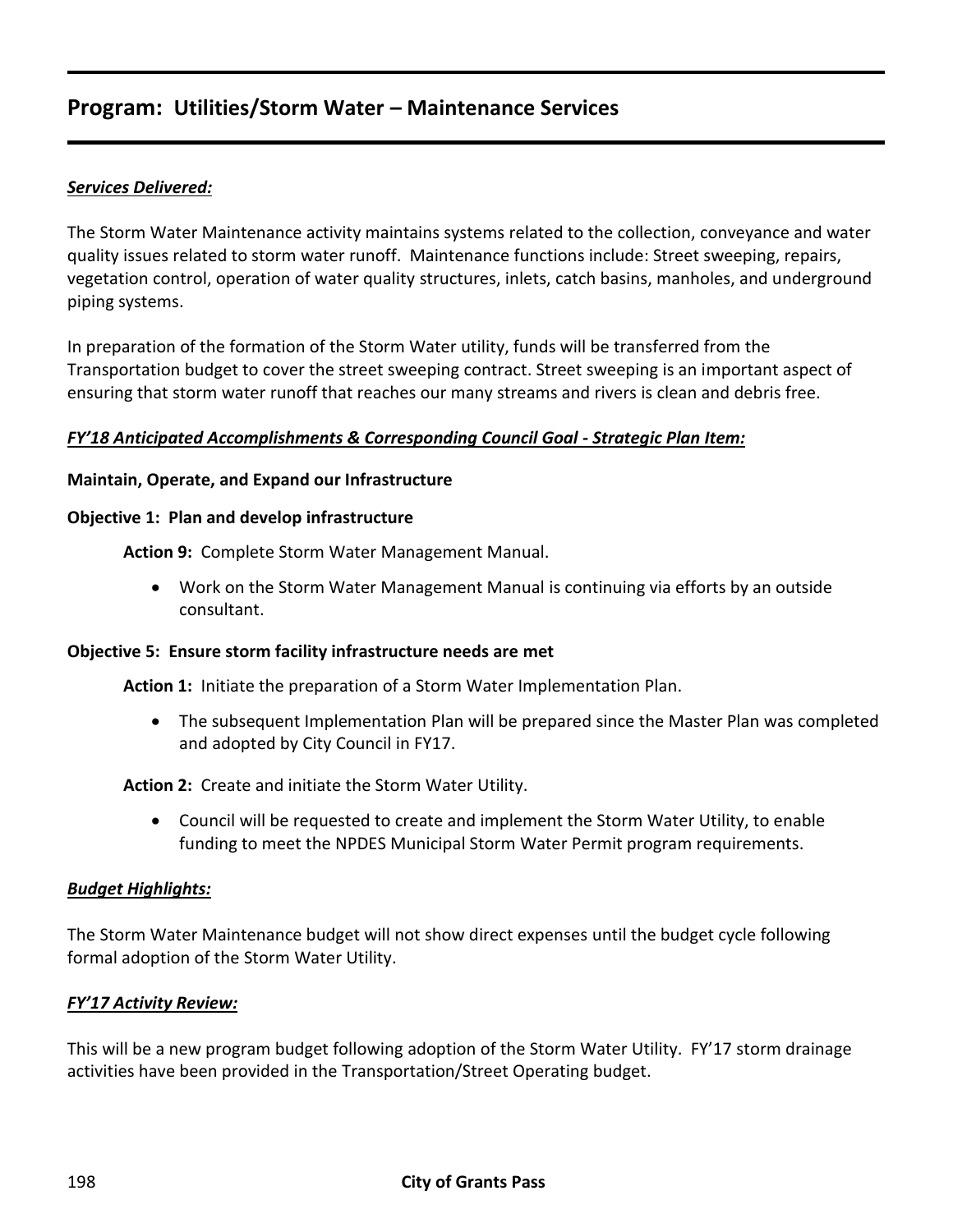## Program: Utilities/Storm Water – Maintenance Services

***Services Delivered:***

The Storm Water Maintenance activity maintains systems related to the collection, conveyance and water quality issues related to storm water runoff. Maintenance functions include: Street sweeping, repairs, vegetation control, operation of water quality structures, inlets, catch basins, manholes, and underground piping systems.

In preparation of the formation of the Storm Water utility, funds will be transferred from the Transportation budget to cover the street sweeping contract. Street sweeping is an important aspect of ensuring that storm water runoff that reaches our many streams and rivers is clean and debris free.

***FY'18 Anticipated Accomplishments & Corresponding Council Goal - Strategic Plan Item:***

**Maintain, Operate, and Expand our Infrastructure**

**Objective 1: Plan and develop infrastructure**

**Action 9:** Complete Storm Water Management Manual.

- Work on the Storm Water Management Manual is continuing via efforts by an outside consultant.

**Objective 5: Ensure storm facility infrastructure needs are met**

**Action 1:** Initiate the preparation of a Storm Water Implementation Plan.

- The subsequent Implementation Plan will be prepared since the Master Plan was completed and adopted by City Council in FY17.

**Action 2:** Create and initiate the Storm Water Utility.

- Council will be requested to create and implement the Storm Water Utility, to enable funding to meet the NPDES Municipal Storm Water Permit program requirements.

***Budget Highlights:***

The Storm Water Maintenance budget will not show direct expenses until the budget cycle following formal adoption of the Storm Water Utility.

***FY'17 Activity Review:***

This will be a new program budget following adoption of the Storm Water Utility. FY'17 storm drainage activities have been provided in the Transportation/Street Operating budget.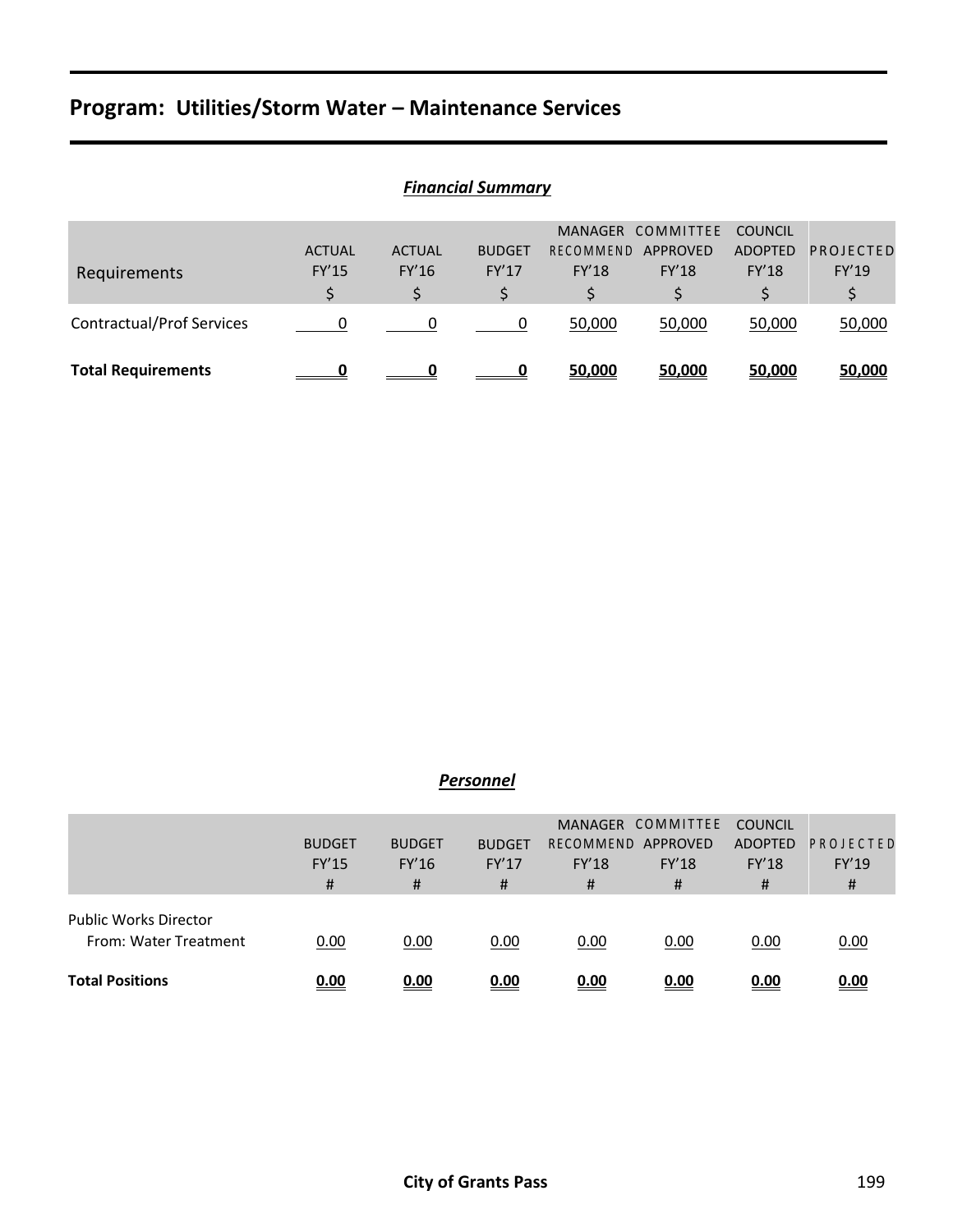# Program: Utilities/Storm Water – Maintenance Services

## *Financial Summary*

| Requirements | ACTUAL FY'15 $ | ACTUAL FY'16 $ | BUDGET FY'17 $ | MANAGER RECOMMEND FY'18 $ | COMMITTEE APPROVED FY'18 $ | COUNCIL ADOPTED FY'18 $ | PROJECTED FY'19 $ |
|---|---|---|---|---|---|---|---|
| Contractual/Prof Services | 0 | 0 | 0 | 50,000 | 50,000 | 50,000 | 50,000 |
| **Total Requirements** | **0** | **0** | **0** | **50,000** | **50,000** | **50,000** | **50,000** |

## *Personnel*

| | BUDGET FY'15 # | BUDGET FY'16 # | BUDGET FY'17 # | MANAGER RECOMMEND FY'18 # | COMMITTEE APPROVED FY'18 # | COUNCIL ADOPTED FY'18 # | PROJECTED FY'19 # |
|---|---|---|---|---|---|---|---|
| Public Works Director | | | | | | | |
| From: Water Treatment | 0.00 | 0.00 | 0.00 | 0.00 | 0.00 | 0.00 | 0.00 |
| **Total Positions** | **0.00** | **0.00** | **0.00** | **0.00** | **0.00** | **0.00** | **0.00** |

**City of Grants Pass**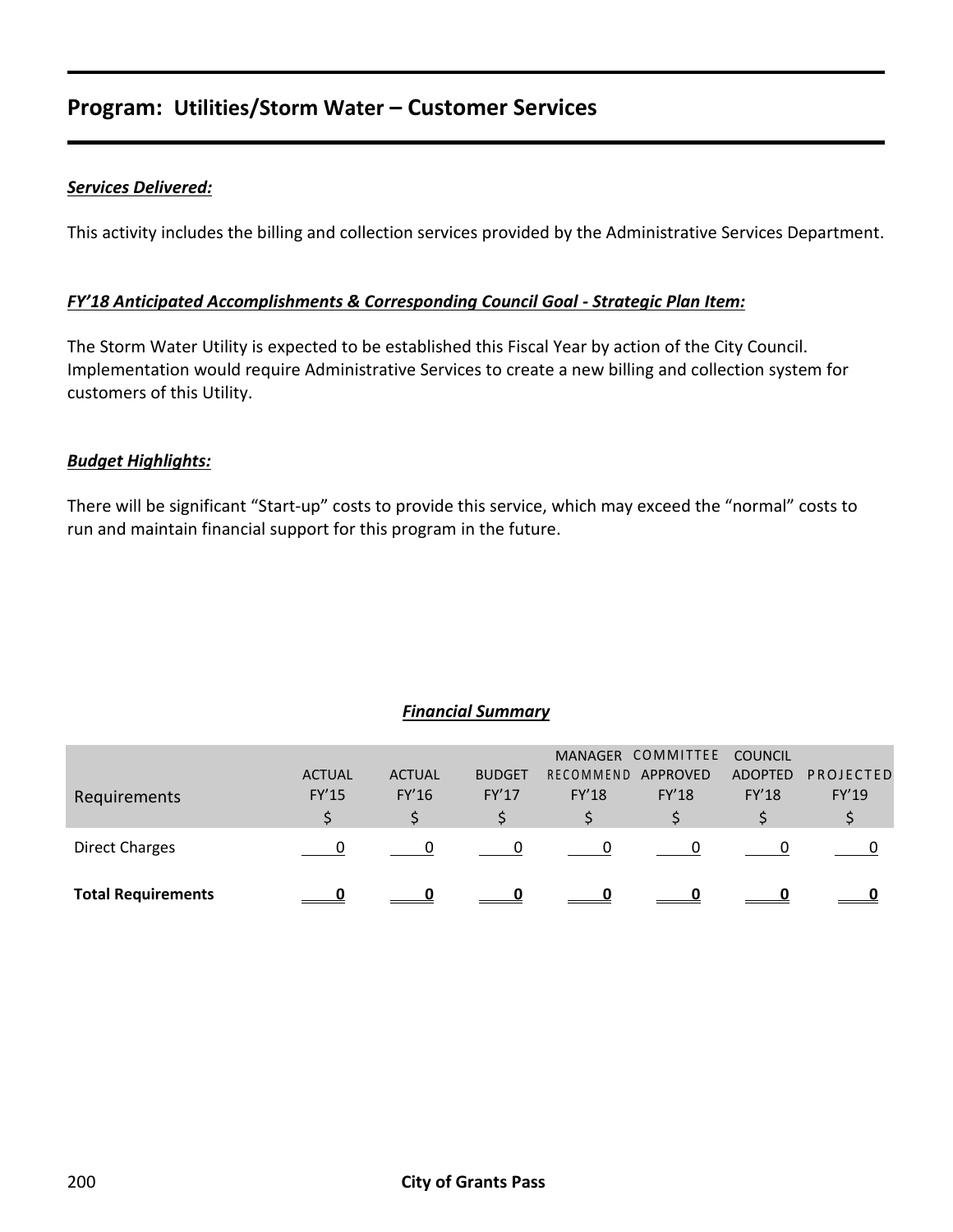## Program: Utilities/Storm Water – Customer Services

***Services Delivered:***

This activity includes the billing and collection services provided by the Administrative Services Department.

***FY'18 Anticipated Accomplishments & Corresponding Council Goal - Strategic Plan Item:***

The Storm Water Utility is expected to be established this Fiscal Year by action of the City Council. Implementation would require Administrative Services to create a new billing and collection system for customers of this Utility.

***Budget Highlights:***

There will be significant "Start-up" costs to provide this service, which may exceed the "normal" costs to run and maintain financial support for this program in the future.

***Financial Summary***

| Requirements | ACTUAL FY'15 $ | ACTUAL FY'16 $ | BUDGET FY'17 $ | MANAGER RECOMMEND FY'18 $ | COMMITTEE APPROVED FY'18 $ | COUNCIL ADOPTED FY'18 $ | PROJECTED FY'19 $ |
|---|---|---|---|---|---|---|---|
| Direct Charges | 0 | 0 | 0 | 0 | 0 | 0 | 0 |
| **Total Requirements** | **0** | **0** | **0** | **0** | **0** | **0** | **0** |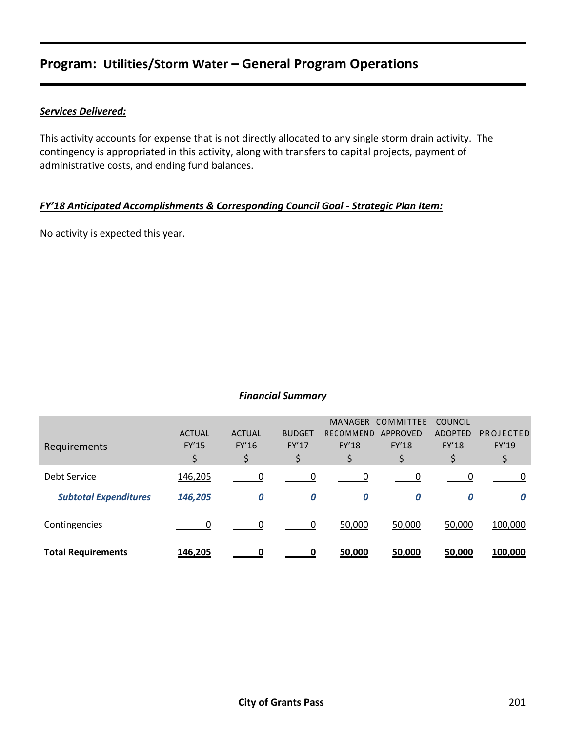## Program: Utilities/Storm Water – General Program Operations

***Services Delivered:***

This activity accounts for expense that is not directly allocated to any single storm drain activity. The contingency is appropriated in this activity, along with transfers to capital projects, payment of administrative costs, and ending fund balances.

***FY'18 Anticipated Accomplishments & Corresponding Council Goal - Strategic Plan Item:***

No activity is expected this year.

***Financial Summary***

| Requirements | ACTUAL FY'15 $ | ACTUAL FY'16 $ | BUDGET FY'17 $ | MANAGER RECOMMEND FY'18 $ | COMMITTEE APPROVED FY'18 $ | COUNCIL ADOPTED FY'18 $ | PROJECTED FY'19 $ |
|---|---|---|---|---|---|---|---|
| Debt Service | 146,205 | 0 | 0 | 0 | 0 | 0 | 0 |
| ***Subtotal Expenditures*** | ***146,205*** | ***0*** | ***0*** | ***0*** | ***0*** | ***0*** | ***0*** |
| Contingencies | 0 | 0 | 0 | 50,000 | 50,000 | 50,000 | 100,000 |
| **Total Requirements** | **146,205** | **0** | **0** | **50,000** | **50,000** | **50,000** | **100,000** |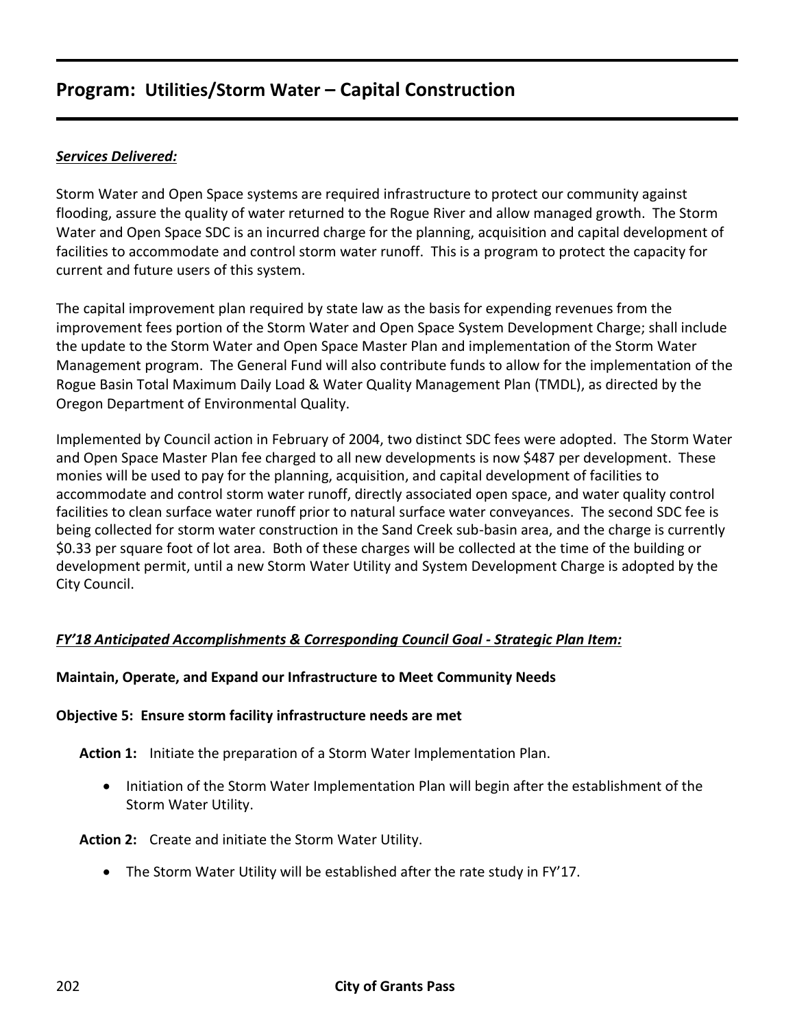## Program: Utilities/Storm Water – Capital Construction

***Services Delivered:***

Storm Water and Open Space systems are required infrastructure to protect our community against flooding, assure the quality of water returned to the Rogue River and allow managed growth. The Storm Water and Open Space SDC is an incurred charge for the planning, acquisition and capital development of facilities to accommodate and control storm water runoff. This is a program to protect the capacity for current and future users of this system.

The capital improvement plan required by state law as the basis for expending revenues from the improvement fees portion of the Storm Water and Open Space System Development Charge; shall include the update to the Storm Water and Open Space Master Plan and implementation of the Storm Water Management program. The General Fund will also contribute funds to allow for the implementation of the Rogue Basin Total Maximum Daily Load & Water Quality Management Plan (TMDL), as directed by the Oregon Department of Environmental Quality.

Implemented by Council action in February of 2004, two distinct SDC fees were adopted. The Storm Water and Open Space Master Plan fee charged to all new developments is now $487 per development. These monies will be used to pay for the planning, acquisition, and capital development of facilities to accommodate and control storm water runoff, directly associated open space, and water quality control facilities to clean surface water runoff prior to natural surface water conveyances. The second SDC fee is being collected for storm water construction in the Sand Creek sub-basin area, and the charge is currently $0.33 per square foot of lot area. Both of these charges will be collected at the time of the building or development permit, until a new Storm Water Utility and System Development Charge is adopted by the City Council.

***FY'18 Anticipated Accomplishments & Corresponding Council Goal - Strategic Plan Item:***

**Maintain, Operate, and Expand our Infrastructure to Meet Community Needs**

**Objective 5: Ensure storm facility infrastructure needs are met**

**Action 1:** Initiate the preparation of a Storm Water Implementation Plan.

- Initiation of the Storm Water Implementation Plan will begin after the establishment of the Storm Water Utility.

**Action 2:** Create and initiate the Storm Water Utility.

- The Storm Water Utility will be established after the rate study in FY'17.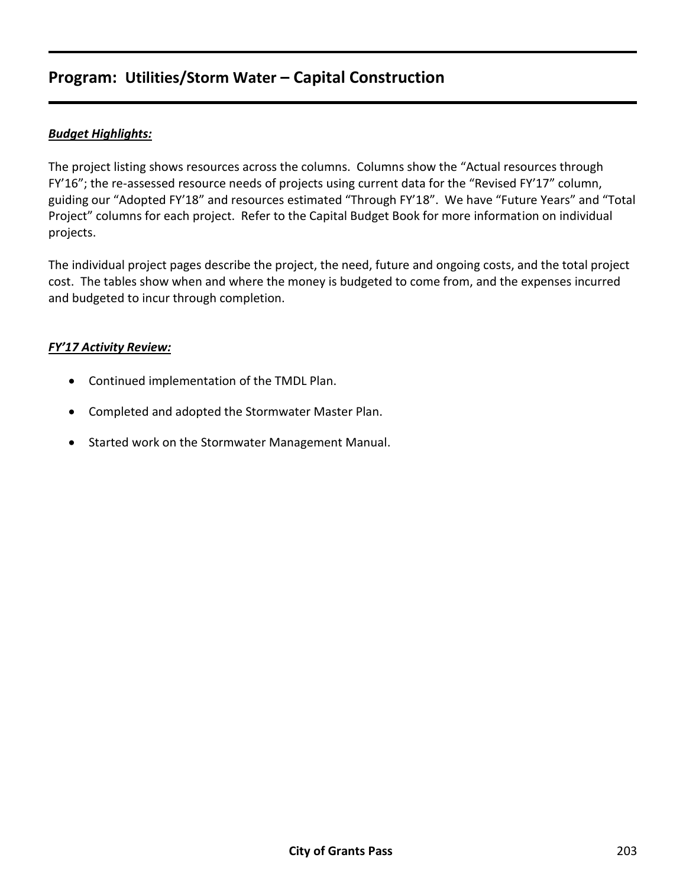## Program: Utilities/Storm Water – Capital Construction

***Budget Highlights:***

The project listing shows resources across the columns. Columns show the "Actual resources through FY'16"; the re-assessed resource needs of projects using current data for the "Revised FY'17" column, guiding our "Adopted FY'18" and resources estimated "Through FY'18". We have "Future Years" and "Total Project" columns for each project. Refer to the Capital Budget Book for more information on individual projects.

The individual project pages describe the project, the need, future and ongoing costs, and the total project cost. The tables show when and where the money is budgeted to come from, and the expenses incurred and budgeted to incur through completion.

***FY'17 Activity Review:***

- Continued implementation of the TMDL Plan.
- Completed and adopted the Stormwater Master Plan.
- Started work on the Stormwater Management Manual.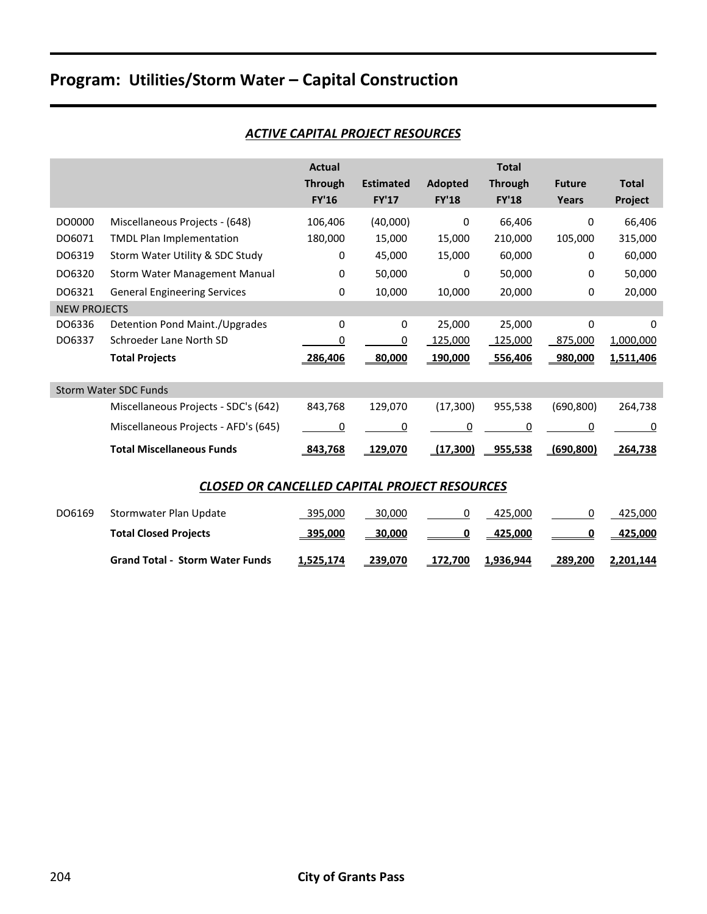# Program: Utilities/Storm Water – Capital Construction

## *ACTIVE CAPITAL PROJECT RESOURCES*

| | | Actual Through FY'16 | Estimated FY'17 | Adopted FY'18 | Total Through FY'18 | Future Years | Total Project |
|---|---|---|---|---|---|---|---|
| DO0000 | Miscellaneous Projects - (648) | 106,406 | (40,000) | 0 | 66,406 | 0 | 66,406 |
| DO6071 | TMDL Plan Implementation | 180,000 | 15,000 | 15,000 | 210,000 | 105,000 | 315,000 |
| DO6319 | Storm Water Utility & SDC Study | 0 | 45,000 | 15,000 | 60,000 | 0 | 60,000 |
| DO6320 | Storm Water Management Manual | 0 | 50,000 | 0 | 50,000 | 0 | 50,000 |
| DO6321 | General Engineering Services | 0 | 10,000 | 10,000 | 20,000 | 0 | 20,000 |
| NEW PROJECTS | | | | | | | |
| DO6336 | Detention Pond Maint./Upgrades | 0 | 0 | 25,000 | 25,000 | 0 | 0 |
| DO6337 | Schroeder Lane North SD | 0 | 0 | 125,000 | 125,000 | 875,000 | 1,000,000 |
| | **Total Projects** | **286,406** | **80,000** | **190,000** | **556,406** | **980,000** | **1,511,406** |
| Storm Water SDC Funds | | | | | | | |
| | Miscellaneous Projects - SDC's (642) | 843,768 | 129,070 | (17,300) | 955,538 | (690,800) | 264,738 |
| | Miscellaneous Projects - AFD's (645) | 0 | 0 | 0 | 0 | 0 | 0 |
| | **Total Miscellaneous Funds** | **843,768** | **129,070** | **(17,300)** | **955,538** | **(690,800)** | **264,738** |

## *CLOSED OR CANCELLED CAPITAL PROJECT RESOURCES*

| | | Actual Through FY'16 | Estimated FY'17 | Adopted FY'18 | Total Through FY'18 | Future Years | Total Project |
|---|---|---|---|---|---|---|---|
| DO6169 | Stormwater Plan Update | 395,000 | 30,000 | 0 | 425,000 | 0 | 425,000 |
| | **Total Closed Projects** | **395,000** | **30,000** | **0** | **425,000** | **0** | **425,000** |
| | **Grand Total - Storm Water Funds** | **1,525,174** | **239,070** | **172,700** | **1,936,944** | **289,200** | **2,201,144** |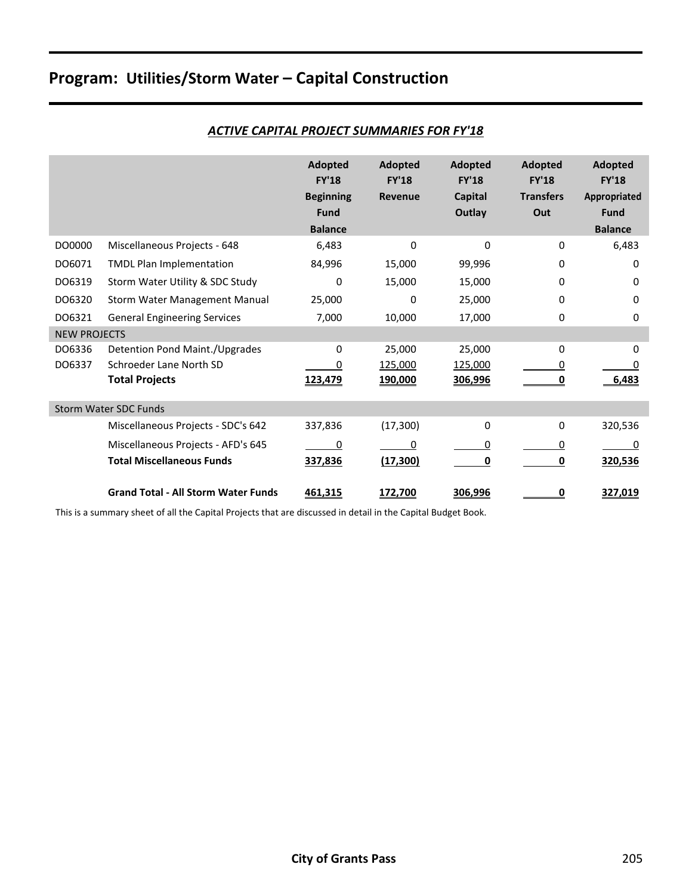# Program: Utilities/Storm Water – Capital Construction

## *ACTIVE CAPITAL PROJECT SUMMARIES FOR FY'18*

| | | Adopted FY'18 Beginning Fund Balance | Adopted FY'18 Revenue | Adopted FY'18 Capital Outlay | Adopted FY'18 Transfers Out | Adopted FY'18 Appropriated Fund Balance |
|---|---|---|---|---|---|---|
| DO0000 | Miscellaneous Projects - 648 | 6,483 | 0 | 0 | 0 | 6,483 |
| DO6071 | TMDL Plan Implementation | 84,996 | 15,000 | 99,996 | 0 | 0 |
| DO6319 | Storm Water Utility & SDC Study | 0 | 15,000 | 15,000 | 0 | 0 |
| DO6320 | Storm Water Management Manual | 25,000 | 0 | 25,000 | 0 | 0 |
| DO6321 | General Engineering Services | 7,000 | 10,000 | 17,000 | 0 | 0 |
| NEW PROJECTS | | | | | | |
| DO6336 | Detention Pond Maint./Upgrades | 0 | 25,000 | 25,000 | 0 | 0 |
| DO6337 | Schroeder Lane North SD | 0 | 125,000 | 125,000 | 0 | 0 |
| | **Total Projects** | **123,479** | **190,000** | **306,996** | **0** | **6,483** |
| Storm Water SDC Funds | | | | | | |
| | Miscellaneous Projects - SDC's 642 | 337,836 | (17,300) | 0 | 0 | 320,536 |
| | Miscellaneous Projects - AFD's 645 | 0 | 0 | 0 | 0 | 0 |
| | **Total Miscellaneous Funds** | **337,836** | **(17,300)** | **0** | **0** | **320,536** |
| | **Grand Total - All Storm Water Funds** | **461,315** | **172,700** | **306,996** | **0** | **327,019** |

This is a summary sheet of all the Capital Projects that are discussed in detail in the Capital Budget Book.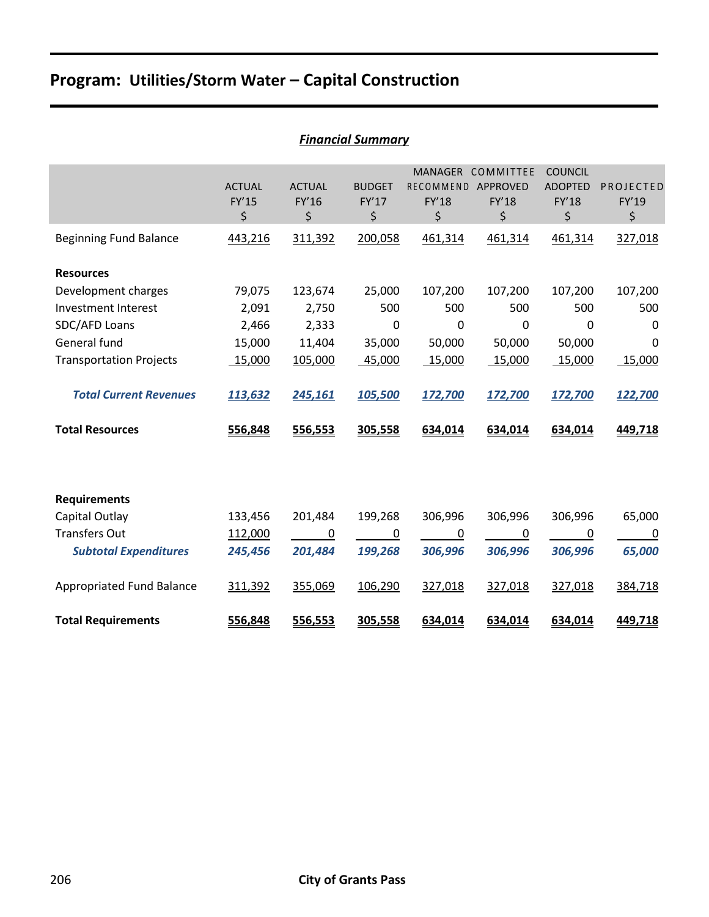# Program: Utilities/Storm Water – Capital Construction

***Financial Summary***

| | ACTUAL FY'15 $ | ACTUAL FY'16 $ | BUDGET FY'17 $ | MANAGER RECOMMEND FY'18 $ | COMMITTEE APPROVED FY'18 $ | COUNCIL ADOPTED FY'18 $ | PROJECTED FY'19 $ |
|---|---|---|---|---|---|---|---|
| Beginning Fund Balance | 443,216 | 311,392 | 200,058 | 461,314 | 461,314 | 461,314 | 327,018 |
| **Resources** | | | | | | | |
| Development charges | 79,075 | 123,674 | 25,000 | 107,200 | 107,200 | 107,200 | 107,200 |
| Investment Interest | 2,091 | 2,750 | 500 | 500 | 500 | 500 | 500 |
| SDC/AFD Loans | 2,466 | 2,333 | 0 | 0 | 0 | 0 | 0 |
| General fund | 15,000 | 11,404 | 35,000 | 50,000 | 50,000 | 50,000 | 0 |
| Transportation Projects | 15,000 | 105,000 | 45,000 | 15,000 | 15,000 | 15,000 | 15,000 |
| ***Total Current Revenues*** | ***113,632*** | ***245,161*** | ***105,500*** | ***172,700*** | ***172,700*** | ***172,700*** | ***122,700*** |
| **Total Resources** | **556,848** | **556,553** | **305,558** | **634,014** | **634,014** | **634,014** | **449,718** |
| **Requirements** | | | | | | | |
| Capital Outlay | 133,456 | 201,484 | 199,268 | 306,996 | 306,996 | 306,996 | 65,000 |
| Transfers Out | 112,000 | 0 | 0 | 0 | 0 | 0 | 0 |
| ***Subtotal Expenditures*** | ***245,456*** | ***201,484*** | ***199,268*** | ***306,996*** | ***306,996*** | ***306,996*** | ***65,000*** |
| Appropriated Fund Balance | 311,392 | 355,069 | 106,290 | 327,018 | 327,018 | 327,018 | 384,718 |
| **Total Requirements** | **556,848** | **556,553** | **305,558** | **634,014** | **634,014** | **634,014** | **449,718** |